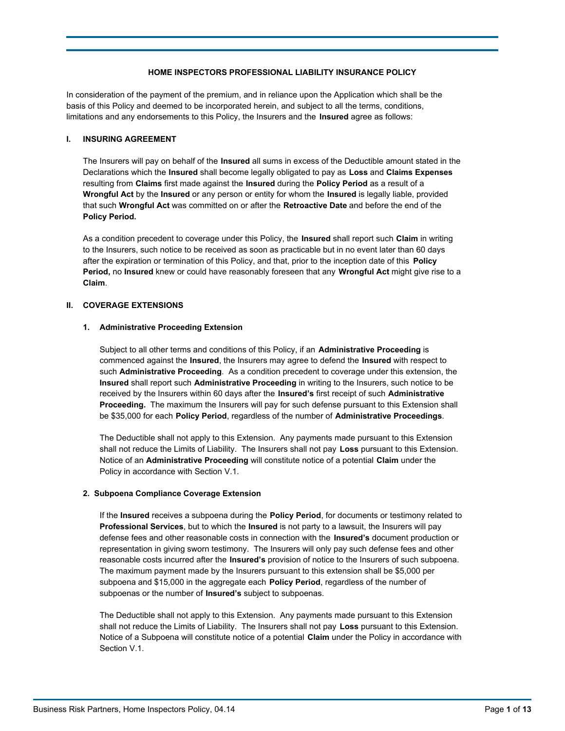# HOME INSPECTORS PROFESSIONAL LIABILITY INSURANCE POLICY

In consideration of the payment of the premium, and in reliance upon the Application which shall be the basis of this Policy and deemed to be incorporated herein, and subject to all the terms, conditions, limitations and any endorsements to this Policy, the Insurers and the **Insured** agree as follows:

## I. INSURING AGREEMENT

The Insurers will pay on behalf of the **Insured** all sums in excess of the Deductible amount stated in the Declarations which the **Insured** shall become legally obligated to pay as **Loss** and **Claims Expenses** resulting from **Claims** first made against the **Insured** during the **Policy Period** as a result of a **Wrongful Act** by the **Insured** or any person or entity for whom the **Insured** is legally liable, provided that such **Wrongful Act** was committed on or after the **Retroactive Date** and before the end of the **Policy Period.**

As a condition precedent to coverage under this Policy, the **Insured** shall report such **Claim** in writing to the Insurers, such notice to be received as soon as practicable but in no event later than 60 days after the expiration or termination of this Policy, and that, prior to the inception date of this **Policy Period,** no **Insured** knew or could have reasonably foreseen that any **Wrongful Act** might give rise to a **Claim**.

## II. COVERAGE EXTENSIONS

### 1. Administrative Proceeding Extension

Subject to all other terms and conditions of this Policy, if an **Administrative Proceeding** is commenced against the **Insured**, the Insurers may agree to defend the **Insured** with respect to such **Administrative Proceeding**. As a condition precedent to coverage under this extension, the **Insured** shall report such **Administrative Proceeding** in writing to the Insurers, such notice to be received by the Insurers within 60 days after the **Insured's** first receipt of such **Administrative Proceeding.** The maximum the Insurers will pay for such defense pursuant to this Extension shall be $35,000 for each **Policy Period**, regardless of the number of **Administrative Proceedings**.

The Deductible shall not apply to this Extension. Any payments made pursuant to this Extension shall not reduce the Limits of Liability. The Insurers shall not pay **Loss** pursuant to this Extension. Notice of an **Administrative Proceeding** will constitute notice of a potential **Claim** under the Policy in accordance with Section V.1.

### 2. Subpoena Compliance Coverage Extension

If the **Insured** receives a subpoena during the **Policy Period**, for documents or testimony related to **Professional Services**, but to which the **Insured** is not party to a lawsuit, the Insurers will pay defense fees and other reasonable costs in connection with the **Insured's** document production or representation in giving sworn testimony. The Insurers will only pay such defense fees and other reasonable costs incurred after the **Insured's** provision of notice to the Insurers of such subpoena. The maximum payment made by the Insurers pursuant to this extension shall be $5,000 per subpoena and $15,000 in the aggregate each **Policy Period**, regardless of the number of subpoenas or the number of **Insured's** subject to subpoenas.

The Deductible shall not apply to this Extension. Any payments made pursuant to this Extension shall not reduce the Limits of Liability. The Insurers shall not pay **Loss** pursuant to this Extension. Notice of a Subpoena will constitute notice of a potential **Claim** under the Policy in accordance with Section V.1.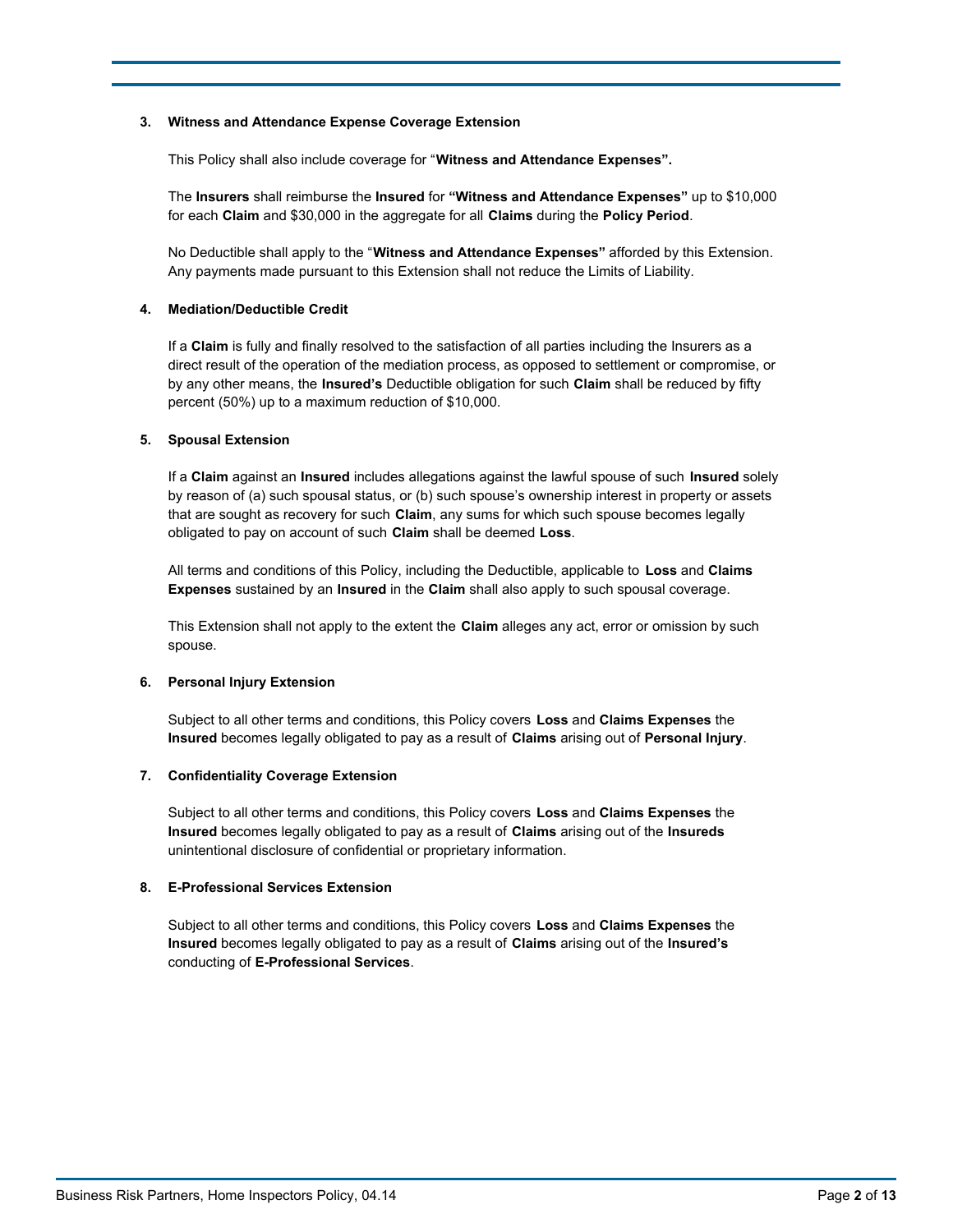**3. Witness and Attendance Expense Coverage Extension**

This Policy shall also include coverage for "**Witness and Attendance Expenses".**

The **Insurers** shall reimburse the **Insured** for **"Witness and Attendance Expenses"** up to $10,000 for each **Claim** and $30,000 in the aggregate for all **Claims** during the **Policy Period**.

No Deductible shall apply to the "**Witness and Attendance Expenses"** afforded by this Extension. Any payments made pursuant to this Extension shall not reduce the Limits of Liability.

**4. Mediation/Deductible Credit**

If a **Claim** is fully and finally resolved to the satisfaction of all parties including the Insurers as a direct result of the operation of the mediation process, as opposed to settlement or compromise, or by any other means, the **Insured's** Deductible obligation for such **Claim** shall be reduced by fifty percent (50%) up to a maximum reduction of $10,000.

**5. Spousal Extension**

If a **Claim** against an **Insured** includes allegations against the lawful spouse of such **Insured** solely by reason of (a) such spousal status, or (b) such spouse's ownership interest in property or assets that are sought as recovery for such **Claim**, any sums for which such spouse becomes legally obligated to pay on account of such **Claim** shall be deemed **Loss**.

All terms and conditions of this Policy, including the Deductible, applicable to **Loss** and **Claims Expenses** sustained by an **Insured** in the **Claim** shall also apply to such spousal coverage.

This Extension shall not apply to the extent the **Claim** alleges any act, error or omission by such spouse.

**6. Personal Injury Extension**

Subject to all other terms and conditions, this Policy covers **Loss** and **Claims Expenses** the **Insured** becomes legally obligated to pay as a result of **Claims** arising out of **Personal Injury**.

**7. Confidentiality Coverage Extension**

Subject to all other terms and conditions, this Policy covers **Loss** and **Claims Expenses** the **Insured** becomes legally obligated to pay as a result of **Claims** arising out of the **Insureds** unintentional disclosure of confidential or proprietary information.

**8. E-Professional Services Extension**

Subject to all other terms and conditions, this Policy covers **Loss** and **Claims Expenses** the **Insured** becomes legally obligated to pay as a result of **Claims** arising out of the **Insured's** conducting of **E-Professional Services**.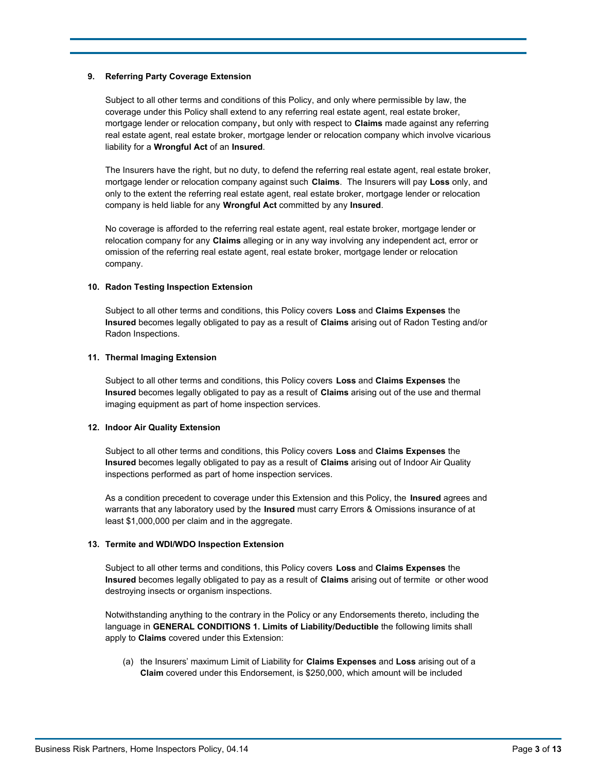**9. Referring Party Coverage Extension**

Subject to all other terms and conditions of this Policy, and only where permissible by law, the coverage under this Policy shall extend to any referring real estate agent, real estate broker, mortgage lender or relocation company, but only with respect to **Claims** made against any referring real estate agent, real estate broker, mortgage lender or relocation company which involve vicarious liability for a **Wrongful Act** of an **Insured**.

The Insurers have the right, but no duty, to defend the referring real estate agent, real estate broker, mortgage lender or relocation company against such **Claims**. The Insurers will pay **Loss** only, and only to the extent the referring real estate agent, real estate broker, mortgage lender or relocation company is held liable for any **Wrongful Act** committed by any **Insured**.

No coverage is afforded to the referring real estate agent, real estate broker, mortgage lender or relocation company for any **Claims** alleging or in any way involving any independent act, error or omission of the referring real estate agent, real estate broker, mortgage lender or relocation company.

**10. Radon Testing Inspection Extension**

Subject to all other terms and conditions, this Policy covers **Loss** and **Claims Expenses** the **Insured** becomes legally obligated to pay as a result of **Claims** arising out of Radon Testing and/or Radon Inspections.

**11. Thermal Imaging Extension**

Subject to all other terms and conditions, this Policy covers **Loss** and **Claims Expenses** the **Insured** becomes legally obligated to pay as a result of **Claims** arising out of the use and thermal imaging equipment as part of home inspection services.

**12. Indoor Air Quality Extension**

Subject to all other terms and conditions, this Policy covers **Loss** and **Claims Expenses** the **Insured** becomes legally obligated to pay as a result of **Claims** arising out of Indoor Air Quality inspections performed as part of home inspection services.

As a condition precedent to coverage under this Extension and this Policy, the **Insured** agrees and warrants that any laboratory used by the **Insured** must carry Errors & Omissions insurance of at least $1,000,000 per claim and in the aggregate.

**13. Termite and WDI/WDO Inspection Extension**

Subject to all other terms and conditions, this Policy covers **Loss** and **Claims Expenses** the **Insured** becomes legally obligated to pay as a result of **Claims** arising out of termite or other wood destroying insects or organism inspections.

Notwithstanding anything to the contrary in the Policy or any Endorsements thereto, including the language in **GENERAL CONDITIONS 1. Limits of Liability/Deductible** the following limits shall apply to **Claims** covered under this Extension:

(a) the Insurers' maximum Limit of Liability for **Claims Expenses** and **Loss** arising out of a **Claim** covered under this Endorsement, is $250,000, which amount will be included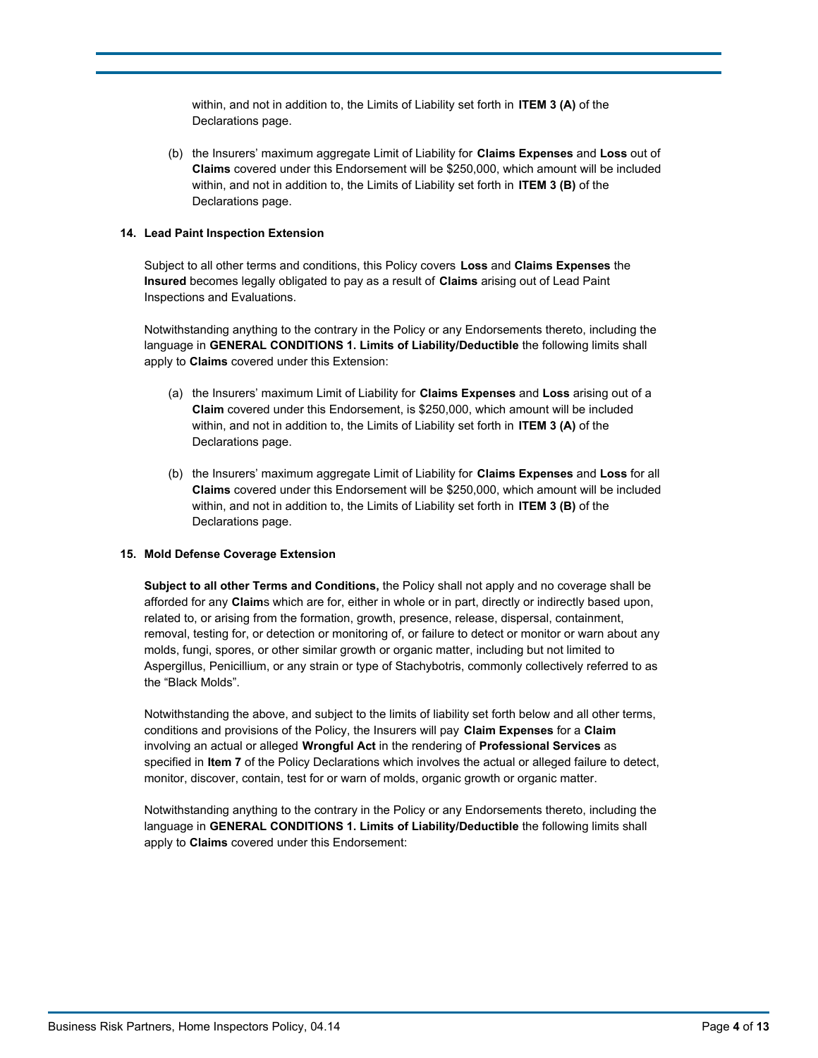within, and not in addition to, the Limits of Liability set forth in **ITEM 3 (A)** of the Declarations page.

(b) the Insurers' maximum aggregate Limit of Liability for **Claims Expenses** and **Loss** out of **Claims** covered under this Endorsement will be $250,000, which amount will be included within, and not in addition to, the Limits of Liability set forth in **ITEM 3 (B)** of the Declarations page.

**14. Lead Paint Inspection Extension**

Subject to all other terms and conditions, this Policy covers **Loss** and **Claims Expenses** the **Insured** becomes legally obligated to pay as a result of **Claims** arising out of Lead Paint Inspections and Evaluations.

Notwithstanding anything to the contrary in the Policy or any Endorsements thereto, including the language in **GENERAL CONDITIONS 1. Limits of Liability/Deductible** the following limits shall apply to **Claims** covered under this Extension:

(a) the Insurers' maximum Limit of Liability for **Claims Expenses** and **Loss** arising out of a **Claim** covered under this Endorsement, is $250,000, which amount will be included within, and not in addition to, the Limits of Liability set forth in **ITEM 3 (A)** of the Declarations page.

(b) the Insurers' maximum aggregate Limit of Liability for **Claims Expenses** and **Loss** for all **Claims** covered under this Endorsement will be $250,000, which amount will be included within, and not in addition to, the Limits of Liability set forth in **ITEM 3 (B)** of the Declarations page.

**15. Mold Defense Coverage Extension**

**Subject to all other Terms and Conditions,** the Policy shall not apply and no coverage shall be afforded for any **Claim**s which are for, either in whole or in part, directly or indirectly based upon, related to, or arising from the formation, growth, presence, release, dispersal, containment, removal, testing for, or detection or monitoring of, or failure to detect or monitor or warn about any molds, fungi, spores, or other similar growth or organic matter, including but not limited to Aspergillus, Penicillium, or any strain or type of Stachybotris, commonly collectively referred to as the "Black Molds".

Notwithstanding the above, and subject to the limits of liability set forth below and all other terms, conditions and provisions of the Policy, the Insurers will pay **Claim Expenses** for a **Claim** involving an actual or alleged **Wrongful Act** in the rendering of **Professional Services** as specified in **Item 7** of the Policy Declarations which involves the actual or alleged failure to detect, monitor, discover, contain, test for or warn of molds, organic growth or organic matter.

Notwithstanding anything to the contrary in the Policy or any Endorsements thereto, including the language in **GENERAL CONDITIONS 1. Limits of Liability/Deductible** the following limits shall apply to **Claims** covered under this Endorsement: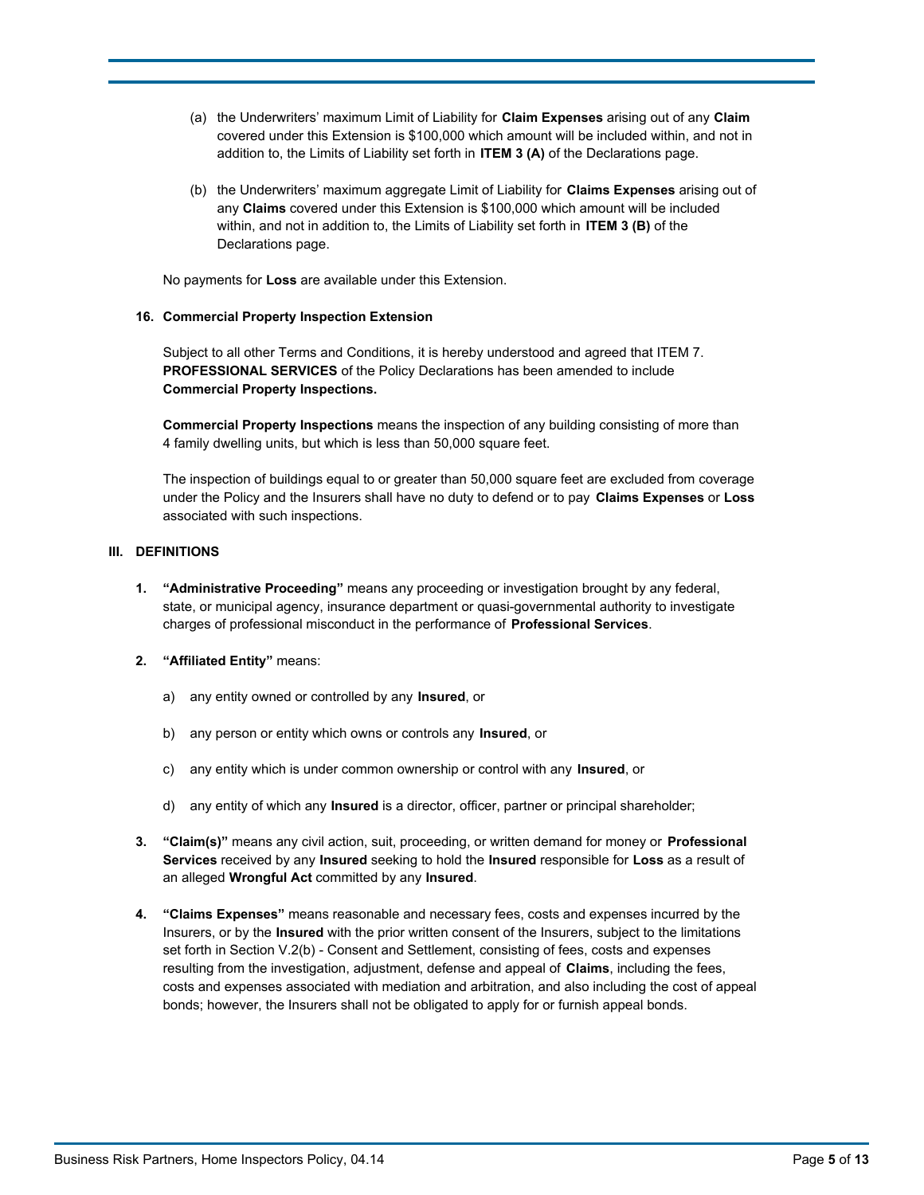(a) the Underwriters' maximum Limit of Liability for **Claim Expenses** arising out of any **Claim** covered under this Extension is $100,000 which amount will be included within, and not in addition to, the Limits of Liability set forth in **ITEM 3 (A)** of the Declarations page.

(b) the Underwriters' maximum aggregate Limit of Liability for **Claims Expenses** arising out of any **Claims** covered under this Extension is $100,000 which amount will be included within, and not in addition to, the Limits of Liability set forth in **ITEM 3 (B)** of the Declarations page.

No payments for **Loss** are available under this Extension.

**16. Commercial Property Inspection Extension**

Subject to all other Terms and Conditions, it is hereby understood and agreed that ITEM 7. **PROFESSIONAL SERVICES** of the Policy Declarations has been amended to include **Commercial Property Inspections.**

**Commercial Property Inspections** means the inspection of any building consisting of more than 4 family dwelling units, but which is less than 50,000 square feet.

The inspection of buildings equal to or greater than 50,000 square feet are excluded from coverage under the Policy and the Insurers shall have no duty to defend or to pay **Claims Expenses** or **Loss** associated with such inspections.

## III. DEFINITIONS

**1. "Administrative Proceeding"** means any proceeding or investigation brought by any federal, state, or municipal agency, insurance department or quasi-governmental authority to investigate charges of professional misconduct in the performance of **Professional Services**.

**2. "Affiliated Entity"** means:

a) any entity owned or controlled by any **Insured**, or

b) any person or entity which owns or controls any **Insured**, or

c) any entity which is under common ownership or control with any **Insured**, or

d) any entity of which any **Insured** is a director, officer, partner or principal shareholder;

**3. "Claim(s)"** means any civil action, suit, proceeding, or written demand for money or **Professional Services** received by any **Insured** seeking to hold the **Insured** responsible for **Loss** as a result of an alleged **Wrongful Act** committed by any **Insured**.

**4. "Claims Expenses"** means reasonable and necessary fees, costs and expenses incurred by the Insurers, or by the **Insured** with the prior written consent of the Insurers, subject to the limitations set forth in Section V.2(b) - Consent and Settlement, consisting of fees, costs and expenses resulting from the investigation, adjustment, defense and appeal of **Claims**, including the fees, costs and expenses associated with mediation and arbitration, and also including the cost of appeal bonds; however, the Insurers shall not be obligated to apply for or furnish appeal bonds.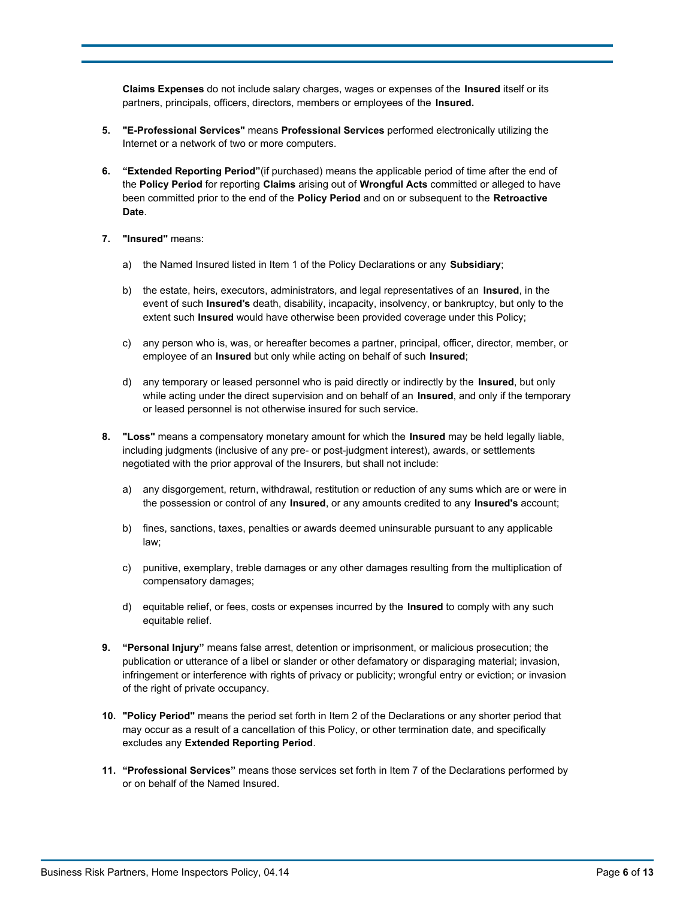**Claims Expenses** do not include salary charges, wages or expenses of the **Insured** itself or its partners, principals, officers, directors, members or employees of the **Insured.**

5. **"E-Professional Services"** means **Professional Services** performed electronically utilizing the Internet or a network of two or more computers.

6. **"Extended Reporting Period"**(if purchased) means the applicable period of time after the end of the **Policy Period** for reporting **Claims** arising out of **Wrongful Acts** committed or alleged to have been committed prior to the end of the **Policy Period** and on or subsequent to the **Retroactive Date**.

7. **"Insured"** means:

   a) the Named Insured listed in Item 1 of the Policy Declarations or any **Subsidiary**;

   b) the estate, heirs, executors, administrators, and legal representatives of an **Insured**, in the event of such **Insured's** death, disability, incapacity, insolvency, or bankruptcy, but only to the extent such **Insured** would have otherwise been provided coverage under this Policy;

   c) any person who is, was, or hereafter becomes a partner, principal, officer, director, member, or employee of an **Insured** but only while acting on behalf of such **Insured**;

   d) any temporary or leased personnel who is paid directly or indirectly by the **Insured**, but only while acting under the direct supervision and on behalf of an **Insured**, and only if the temporary or leased personnel is not otherwise insured for such service.

8. **"Loss"** means a compensatory monetary amount for which the **Insured** may be held legally liable, including judgments (inclusive of any pre- or post-judgment interest), awards, or settlements negotiated with the prior approval of the Insurers, but shall not include:

   a) any disgorgement, return, withdrawal, restitution or reduction of any sums which are or were in the possession or control of any **Insured**, or any amounts credited to any **Insured's** account;

   b) fines, sanctions, taxes, penalties or awards deemed uninsurable pursuant to any applicable law;

   c) punitive, exemplary, treble damages or any other damages resulting from the multiplication of compensatory damages;

   d) equitable relief, or fees, costs or expenses incurred by the **Insured** to comply with any such equitable relief.

9. **"Personal Injury"** means false arrest, detention or imprisonment, or malicious prosecution; the publication or utterance of a libel or slander or other defamatory or disparaging material; invasion, infringement or interference with rights of privacy or publicity; wrongful entry or eviction; or invasion of the right of private occupancy.

10. **"Policy Period"** means the period set forth in Item 2 of the Declarations or any shorter period that may occur as a result of a cancellation of this Policy, or other termination date, and specifically excludes any **Extended Reporting Period**.

11. **"Professional Services"** means those services set forth in Item 7 of the Declarations performed by or on behalf of the Named Insured.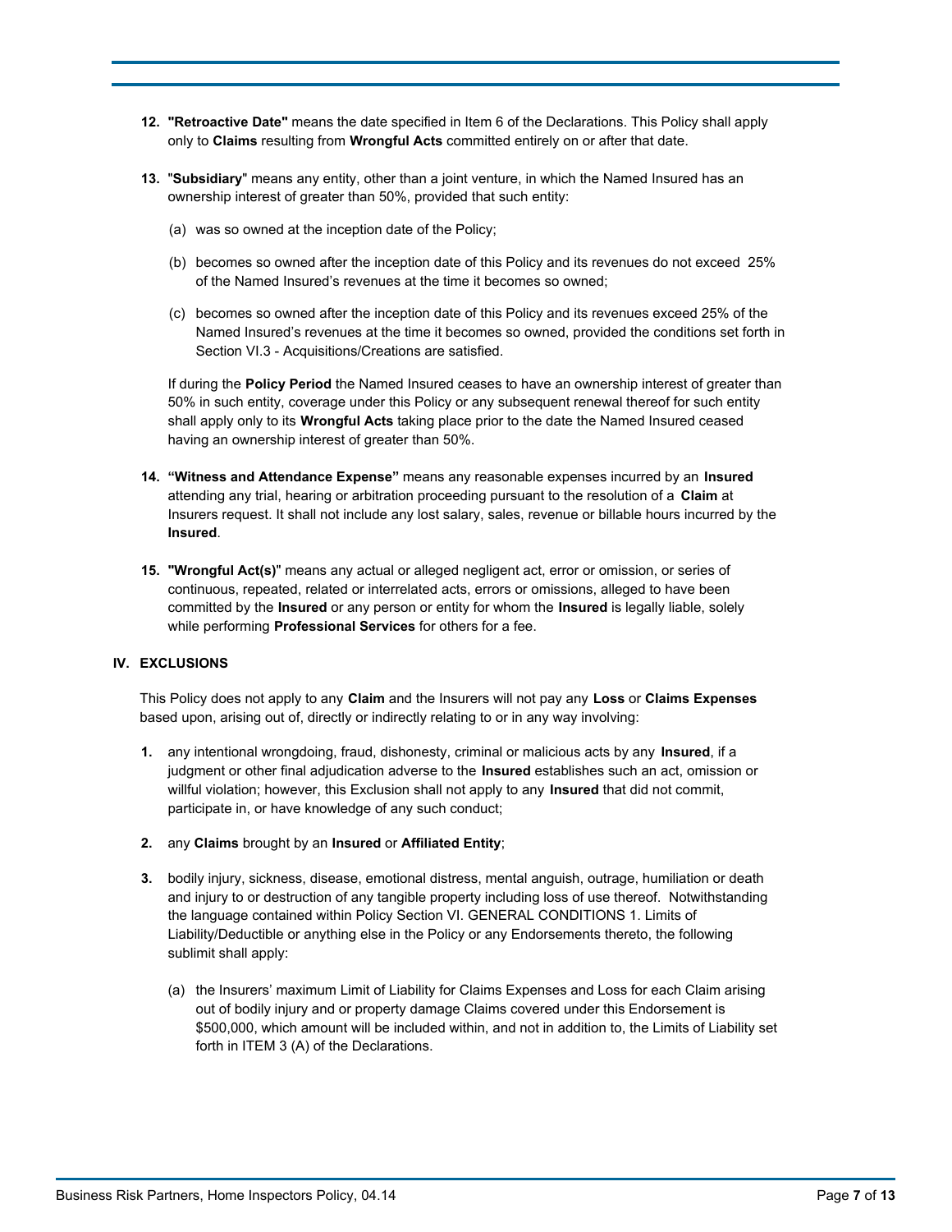12. **"Retroactive Date"** means the date specified in Item 6 of the Declarations. This Policy shall apply only to **Claims** resulting from **Wrongful Acts** committed entirely on or after that date.

13. "**Subsidiary**" means any entity, other than a joint venture, in which the Named Insured has an ownership interest of greater than 50%, provided that such entity:

    (a) was so owned at the inception date of the Policy;

    (b) becomes so owned after the inception date of this Policy and its revenues do not exceed 25% of the Named Insured's revenues at the time it becomes so owned;

    (c) becomes so owned after the inception date of this Policy and its revenues exceed 25% of the Named Insured's revenues at the time it becomes so owned, provided the conditions set forth in Section VI.3 - Acquisitions/Creations are satisfied.

    If during the **Policy Period** the Named Insured ceases to have an ownership interest of greater than 50% in such entity, coverage under this Policy or any subsequent renewal thereof for such entity shall apply only to its **Wrongful Acts** taking place prior to the date the Named Insured ceased having an ownership interest of greater than 50%.

14. **"Witness and Attendance Expense"** means any reasonable expenses incurred by an **Insured** attending any trial, hearing or arbitration proceeding pursuant to the resolution of a **Claim** at Insurers request. It shall not include any lost salary, sales, revenue or billable hours incurred by the **Insured**.

15. **"Wrongful Act(s)"** means any actual or alleged negligent act, error or omission, or series of continuous, repeated, related or interrelated acts, errors or omissions, alleged to have been committed by the **Insured** or any person or entity for whom the **Insured** is legally liable, solely while performing **Professional Services** for others for a fee.

## IV. EXCLUSIONS

This Policy does not apply to any **Claim** and the Insurers will not pay any **Loss** or **Claims Expenses** based upon, arising out of, directly or indirectly relating to or in any way involving:

1. any intentional wrongdoing, fraud, dishonesty, criminal or malicious acts by any **Insured**, if a judgment or other final adjudication adverse to the **Insured** establishes such an act, omission or willful violation; however, this Exclusion shall not apply to any **Insured** that did not commit, participate in, or have knowledge of any such conduct;

2. any **Claims** brought by an **Insured** or **Affiliated Entity**;

3. bodily injury, sickness, disease, emotional distress, mental anguish, outrage, humiliation or death and injury to or destruction of any tangible property including loss of use thereof. Notwithstanding the language contained within Policy Section VI. GENERAL CONDITIONS 1. Limits of Liability/Deductible or anything else in the Policy or any Endorsements thereto, the following sublimit shall apply:

    (a) the Insurers' maximum Limit of Liability for Claims Expenses and Loss for each Claim arising out of bodily injury and or property damage Claims covered under this Endorsement is $500,000, which amount will be included within, and not in addition to, the Limits of Liability set forth in ITEM 3 (A) of the Declarations.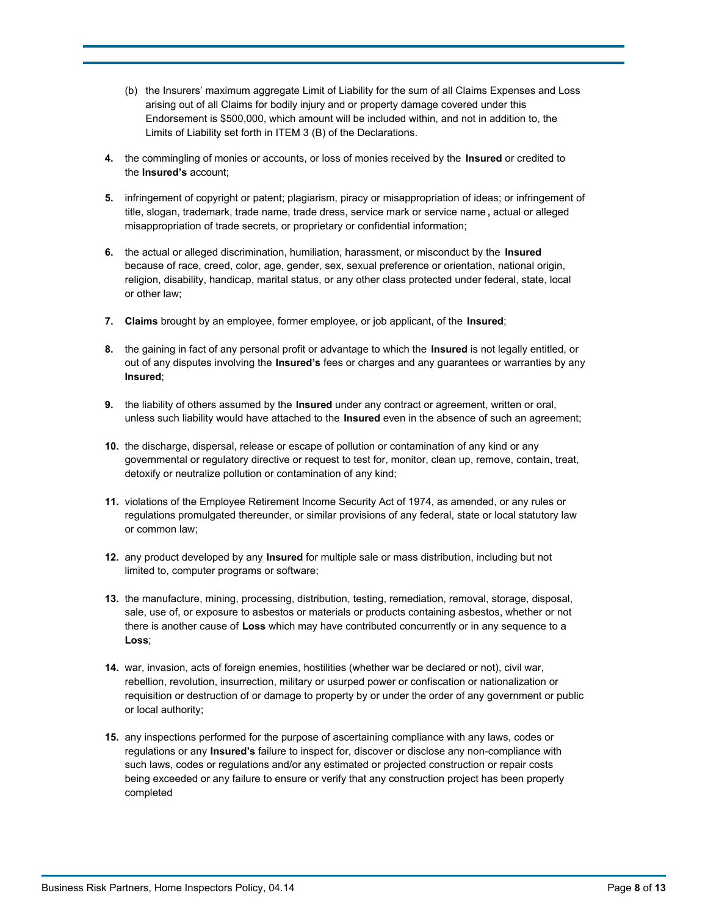(b) the Insurers' maximum aggregate Limit of Liability for the sum of all Claims Expenses and Loss arising out of all Claims for bodily injury and or property damage covered under this Endorsement is $500,000, which amount will be included within, and not in addition to, the Limits of Liability set forth in ITEM 3 (B) of the Declarations.

**4.** the commingling of monies or accounts, or loss of monies received by the **Insured** or credited to the **Insured's** account;

**5.** infringement of copyright or patent; plagiarism, piracy or misappropriation of ideas; or infringement of title, slogan, trademark, trade name, trade dress, service mark or service name**,** actual or alleged misappropriation of trade secrets, or proprietary or confidential information;

**6.** the actual or alleged discrimination, humiliation, harassment, or misconduct by the **Insured** because of race, creed, color, age, gender, sex, sexual preference or orientation, national origin, religion, disability, handicap, marital status, or any other class protected under federal, state, local or other law;

**7.** **Claims** brought by an employee, former employee, or job applicant, of the **Insured**;

**8.** the gaining in fact of any personal profit or advantage to which the **Insured** is not legally entitled, or out of any disputes involving the **Insured's** fees or charges and any guarantees or warranties by any **Insured**;

**9.** the liability of others assumed by the **Insured** under any contract or agreement, written or oral, unless such liability would have attached to the **Insured** even in the absence of such an agreement;

**10.** the discharge, dispersal, release or escape of pollution or contamination of any kind or any governmental or regulatory directive or request to test for, monitor, clean up, remove, contain, treat, detoxify or neutralize pollution or contamination of any kind;

**11.** violations of the Employee Retirement Income Security Act of 1974, as amended, or any rules or regulations promulgated thereunder, or similar provisions of any federal, state or local statutory law or common law;

**12.** any product developed by any **Insured** for multiple sale or mass distribution, including but not limited to, computer programs or software;

**13.** the manufacture, mining, processing, distribution, testing, remediation, removal, storage, disposal, sale, use of, or exposure to asbestos or materials or products containing asbestos, whether or not there is another cause of **Loss** which may have contributed concurrently or in any sequence to a **Loss**;

**14.** war, invasion, acts of foreign enemies, hostilities (whether war be declared or not), civil war, rebellion, revolution, insurrection, military or usurped power or confiscation or nationalization or requisition or destruction of or damage to property by or under the order of any government or public or local authority;

**15.** any inspections performed for the purpose of ascertaining compliance with any laws, codes or regulations or any **Insured's** failure to inspect for, discover or disclose any non-compliance with such laws, codes or regulations and/or any estimated or projected construction or repair costs being exceeded or any failure to ensure or verify that any construction project has been properly completed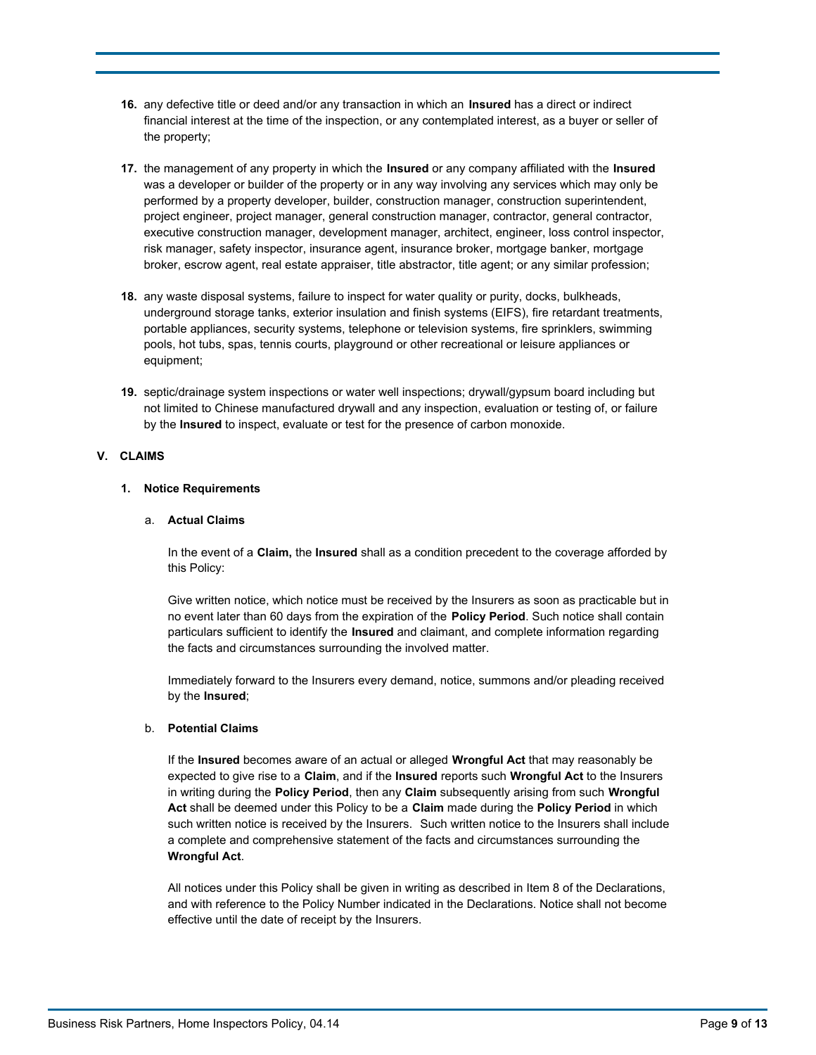16. any defective title or deed and/or any transaction in which an **Insured** has a direct or indirect financial interest at the time of the inspection, or any contemplated interest, as a buyer or seller of the property;

17. the management of any property in which the **Insured** or any company affiliated with the **Insured** was a developer or builder of the property or in any way involving any services which may only be performed by a property developer, builder, construction manager, construction superintendent, project engineer, project manager, general construction manager, contractor, general contractor, executive construction manager, development manager, architect, engineer, loss control inspector, risk manager, safety inspector, insurance agent, insurance broker, mortgage banker, mortgage broker, escrow agent, real estate appraiser, title abstractor, title agent; or any similar profession;

18. any waste disposal systems, failure to inspect for water quality or purity, docks, bulkheads, underground storage tanks, exterior insulation and finish systems (EIFS), fire retardant treatments, portable appliances, security systems, telephone or television systems, fire sprinklers, swimming pools, hot tubs, spas, tennis courts, playground or other recreational or leisure appliances or equipment;

19. septic/drainage system inspections or water well inspections; drywall/gypsum board including but not limited to Chinese manufactured drywall and any inspection, evaluation or testing of, or failure by the **Insured** to inspect, evaluate or test for the presence of carbon monoxide.

## V. CLAIMS

### 1. Notice Requirements

#### a. Actual Claims

In the event of a **Claim,** the **Insured** shall as a condition precedent to the coverage afforded by this Policy:

Give written notice, which notice must be received by the Insurers as soon as practicable but in no event later than 60 days from the expiration of the **Policy Period**. Such notice shall contain particulars sufficient to identify the **Insured** and claimant, and complete information regarding the facts and circumstances surrounding the involved matter.

Immediately forward to the Insurers every demand, notice, summons and/or pleading received by the **Insured**;

#### b. Potential Claims

If the **Insured** becomes aware of an actual or alleged **Wrongful Act** that may reasonably be expected to give rise to a **Claim**, and if the **Insured** reports such **Wrongful Act** to the Insurers in writing during the **Policy Period**, then any **Claim** subsequently arising from such **Wrongful Act** shall be deemed under this Policy to be a **Claim** made during the **Policy Period** in which such written notice is received by the Insurers. Such written notice to the Insurers shall include a complete and comprehensive statement of the facts and circumstances surrounding the **Wrongful Act**.

All notices under this Policy shall be given in writing as described in Item 8 of the Declarations, and with reference to the Policy Number indicated in the Declarations. Notice shall not become effective until the date of receipt by the Insurers.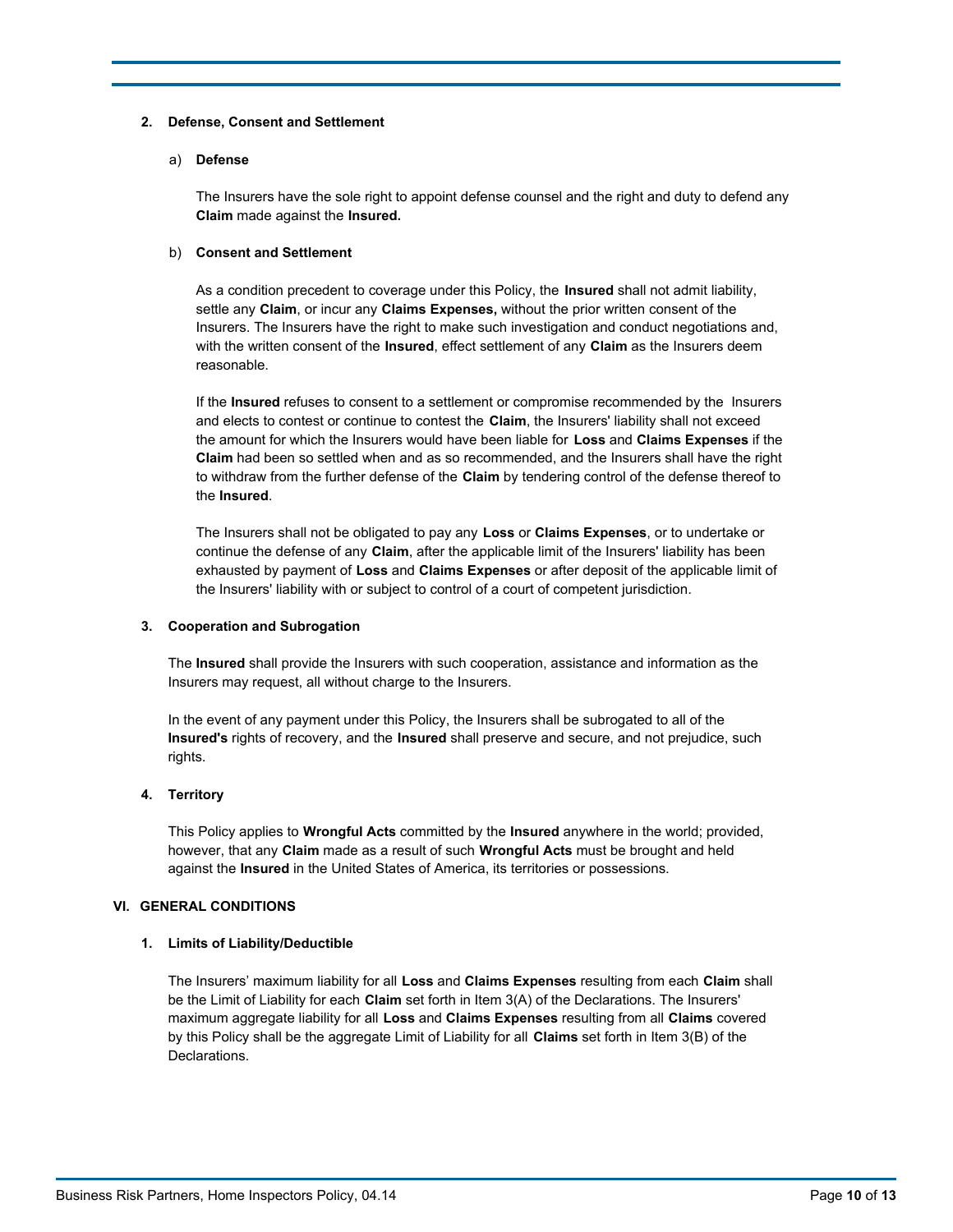### 2. Defense, Consent and Settlement

#### a) Defense

The Insurers have the sole right to appoint defense counsel and the right and duty to defend any **Claim** made against the **Insured.**

#### b) Consent and Settlement

As a condition precedent to coverage under this Policy, the **Insured** shall not admit liability, settle any **Claim**, or incur any **Claims Expenses,** without the prior written consent of the Insurers. The Insurers have the right to make such investigation and conduct negotiations and, with the written consent of the **Insured**, effect settlement of any **Claim** as the Insurers deem reasonable.

If the **Insured** refuses to consent to a settlement or compromise recommended by the Insurers and elects to contest or continue to contest the **Claim**, the Insurers' liability shall not exceed the amount for which the Insurers would have been liable for **Loss** and **Claims Expenses** if the **Claim** had been so settled when and as so recommended, and the Insurers shall have the right to withdraw from the further defense of the **Claim** by tendering control of the defense thereof to the **Insured**.

The Insurers shall not be obligated to pay any **Loss** or **Claims Expenses**, or to undertake or continue the defense of any **Claim**, after the applicable limit of the Insurers' liability has been exhausted by payment of **Loss** and **Claims Expenses** or after deposit of the applicable limit of the Insurers' liability with or subject to control of a court of competent jurisdiction.

### 3. Cooperation and Subrogation

The **Insured** shall provide the Insurers with such cooperation, assistance and information as the Insurers may request, all without charge to the Insurers.

In the event of any payment under this Policy, the Insurers shall be subrogated to all of the **Insured's** rights of recovery, and the **Insured** shall preserve and secure, and not prejudice, such rights.

### 4. Territory

This Policy applies to **Wrongful Acts** committed by the **Insured** anywhere in the world; provided, however, that any **Claim** made as a result of such **Wrongful Acts** must be brought and held against the **Insured** in the United States of America, its territories or possessions.

## VI. GENERAL CONDITIONS

### 1. Limits of Liability/Deductible

The Insurers' maximum liability for all **Loss** and **Claims Expenses** resulting from each **Claim** shall be the Limit of Liability for each **Claim** set forth in Item 3(A) of the Declarations. The Insurers' maximum aggregate liability for all **Loss** and **Claims Expenses** resulting from all **Claims** covered by this Policy shall be the aggregate Limit of Liability for all **Claims** set forth in Item 3(B) of the Declarations.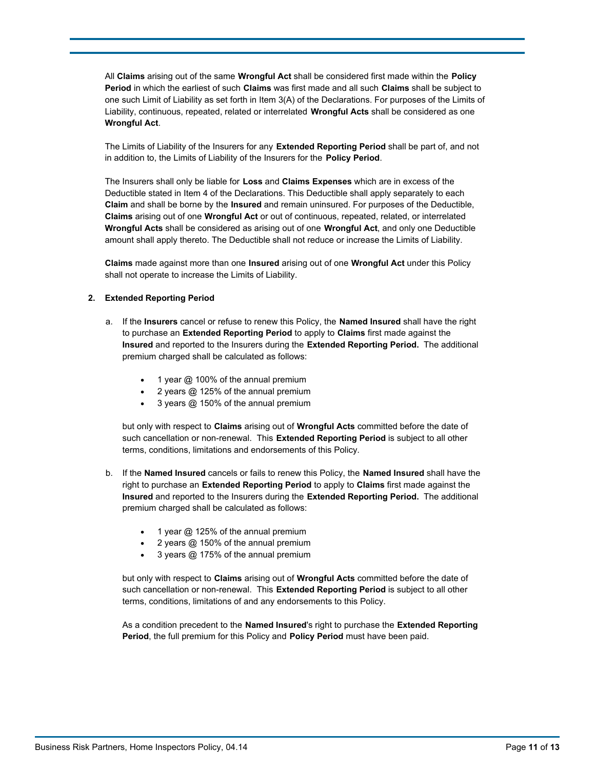All **Claims** arising out of the same **Wrongful Act** shall be considered first made within the **Policy Period** in which the earliest of such **Claims** was first made and all such **Claims** shall be subject to one such Limit of Liability as set forth in Item 3(A) of the Declarations. For purposes of the Limits of Liability, continuous, repeated, related or interrelated **Wrongful Acts** shall be considered as one **Wrongful Act**.

The Limits of Liability of the Insurers for any **Extended Reporting Period** shall be part of, and not in addition to, the Limits of Liability of the Insurers for the **Policy Period**.

The Insurers shall only be liable for **Loss** and **Claims Expenses** which are in excess of the Deductible stated in Item 4 of the Declarations. This Deductible shall apply separately to each **Claim** and shall be borne by the **Insured** and remain uninsured. For purposes of the Deductible, **Claims** arising out of one **Wrongful Act** or out of continuous, repeated, related, or interrelated **Wrongful Acts** shall be considered as arising out of one **Wrongful Act**, and only one Deductible amount shall apply thereto. The Deductible shall not reduce or increase the Limits of Liability.

**Claims** made against more than one **Insured** arising out of one **Wrongful Act** under this Policy shall not operate to increase the Limits of Liability.

**2. Extended Reporting Period**

a. If the **Insurers** cancel or refuse to renew this Policy, the **Named Insured** shall have the right to purchase an **Extended Reporting Period** to apply to **Claims** first made against the **Insured** and reported to the Insurers during the **Extended Reporting Period.** The additional premium charged shall be calculated as follows:

- 1 year @ 100% of the annual premium
- 2 years @ 125% of the annual premium
- 3 years @ 150% of the annual premium

but only with respect to **Claims** arising out of **Wrongful Acts** committed before the date of such cancellation or non-renewal. This **Extended Reporting Period** is subject to all other terms, conditions, limitations and endorsements of this Policy.

b. If the **Named Insured** cancels or fails to renew this Policy, the **Named Insured** shall have the right to purchase an **Extended Reporting Period** to apply to **Claims** first made against the **Insured** and reported to the Insurers during the **Extended Reporting Period.** The additional premium charged shall be calculated as follows:

- 1 year @ 125% of the annual premium
- 2 years @ 150% of the annual premium
- 3 years @ 175% of the annual premium

but only with respect to **Claims** arising out of **Wrongful Acts** committed before the date of such cancellation or non-renewal. This **Extended Reporting Period** is subject to all other terms, conditions, limitations of and any endorsements to this Policy.

As a condition precedent to the **Named Insured**'s right to purchase the **Extended Reporting Period**, the full premium for this Policy and **Policy Period** must have been paid.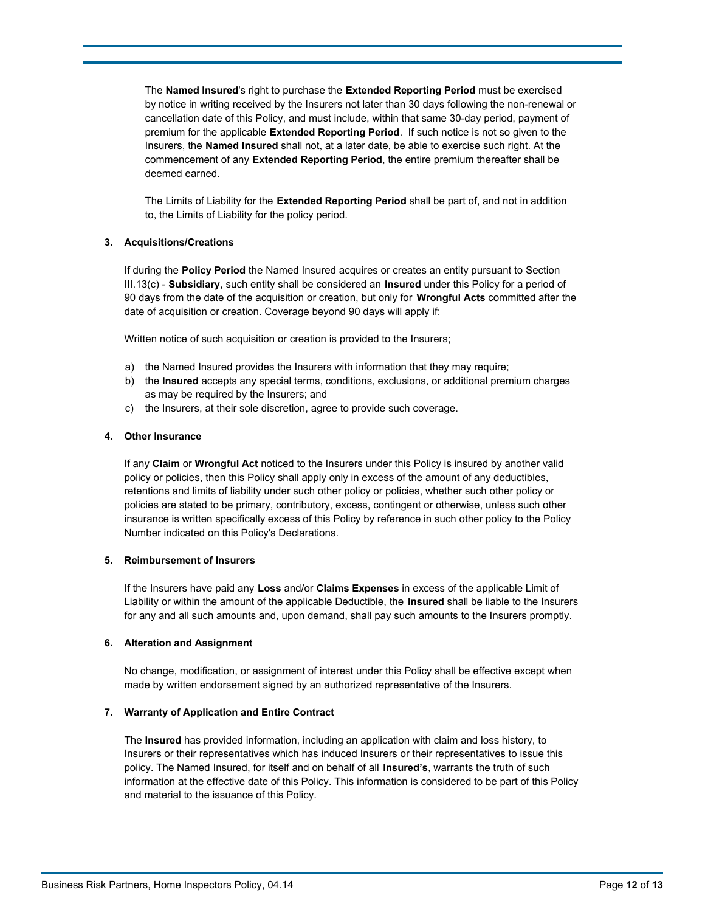The **Named Insured**'s right to purchase the **Extended Reporting Period** must be exercised by notice in writing received by the Insurers not later than 30 days following the non-renewal or cancellation date of this Policy, and must include, within that same 30-day period, payment of premium for the applicable **Extended Reporting Period**. If such notice is not so given to the Insurers, the **Named Insured** shall not, at a later date, be able to exercise such right. At the commencement of any **Extended Reporting Period**, the entire premium thereafter shall be deemed earned.

The Limits of Liability for the **Extended Reporting Period** shall be part of, and not in addition to, the Limits of Liability for the policy period.

**3. Acquisitions/Creations**

If during the **Policy Period** the Named Insured acquires or creates an entity pursuant to Section III.13(c) - **Subsidiary**, such entity shall be considered an **Insured** under this Policy for a period of 90 days from the date of the acquisition or creation, but only for **Wrongful Acts** committed after the date of acquisition or creation. Coverage beyond 90 days will apply if:

Written notice of such acquisition or creation is provided to the Insurers;

a) the Named Insured provides the Insurers with information that they may require;
b) the **Insured** accepts any special terms, conditions, exclusions, or additional premium charges as may be required by the Insurers; and
c) the Insurers, at their sole discretion, agree to provide such coverage.

**4. Other Insurance**

If any **Claim** or **Wrongful Act** noticed to the Insurers under this Policy is insured by another valid policy or policies, then this Policy shall apply only in excess of the amount of any deductibles, retentions and limits of liability under such other policy or policies, whether such other policy or policies are stated to be primary, contributory, excess, contingent or otherwise, unless such other insurance is written specifically excess of this Policy by reference in such other policy to the Policy Number indicated on this Policy's Declarations.

**5. Reimbursement of Insurers**

If the Insurers have paid any **Loss** and/or **Claims Expenses** in excess of the applicable Limit of Liability or within the amount of the applicable Deductible, the **Insured** shall be liable to the Insurers for any and all such amounts and, upon demand, shall pay such amounts to the Insurers promptly.

**6. Alteration and Assignment**

No change, modification, or assignment of interest under this Policy shall be effective except when made by written endorsement signed by an authorized representative of the Insurers.

**7. Warranty of Application and Entire Contract**

The **Insured** has provided information, including an application with claim and loss history, to Insurers or their representatives which has induced Insurers or their representatives to issue this policy. The Named Insured, for itself and on behalf of all **Insured's**, warrants the truth of such information at the effective date of this Policy. This information is considered to be part of this Policy and material to the issuance of this Policy.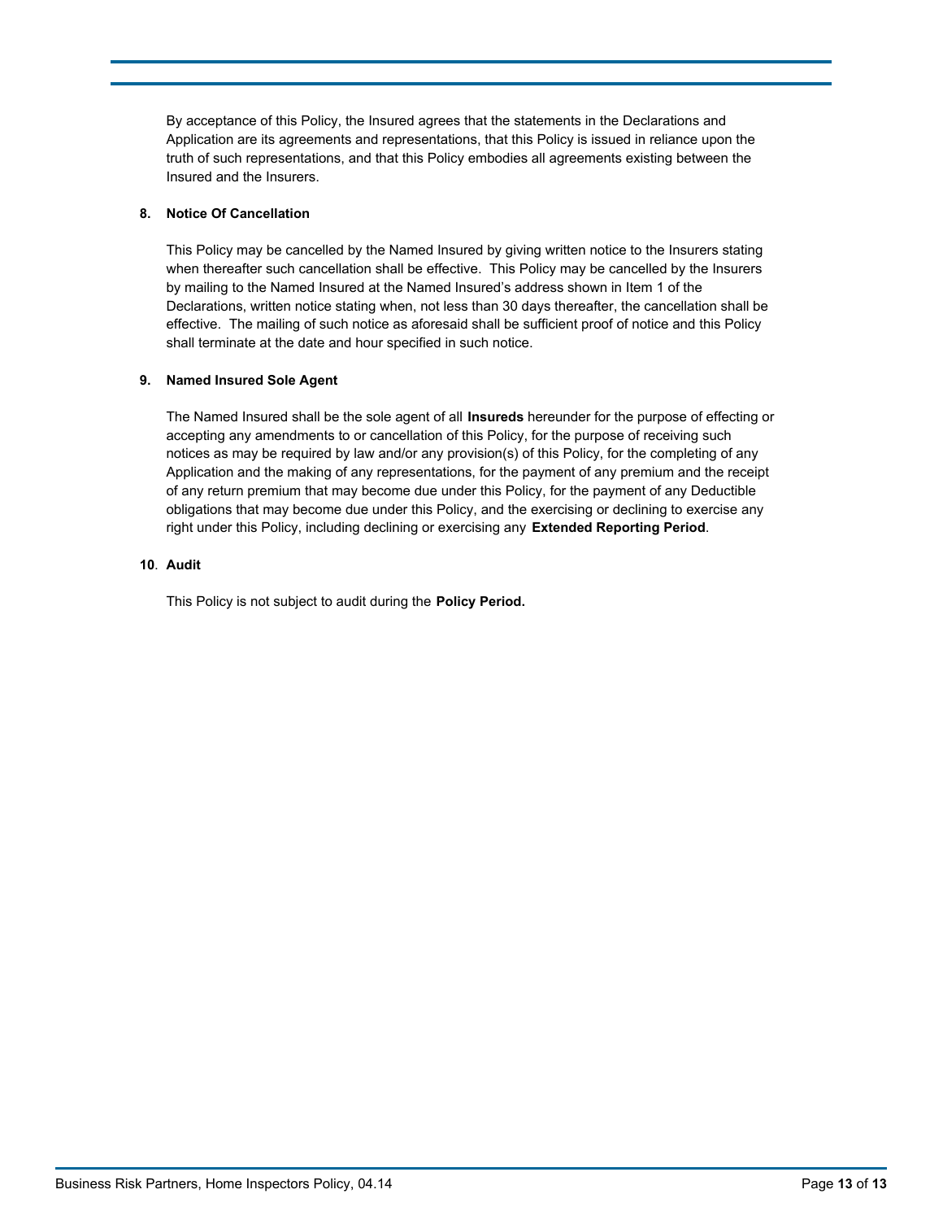By acceptance of this Policy, the Insured agrees that the statements in the Declarations and Application are its agreements and representations, that this Policy is issued in reliance upon the truth of such representations, and that this Policy embodies all agreements existing between the Insured and the Insurers.

**8. Notice Of Cancellation**

This Policy may be cancelled by the Named Insured by giving written notice to the Insurers stating when thereafter such cancellation shall be effective. This Policy may be cancelled by the Insurers by mailing to the Named Insured at the Named Insured's address shown in Item 1 of the Declarations, written notice stating when, not less than 30 days thereafter, the cancellation shall be effective. The mailing of such notice as aforesaid shall be sufficient proof of notice and this Policy shall terminate at the date and hour specified in such notice.

**9. Named Insured Sole Agent**

The Named Insured shall be the sole agent of all **Insureds** hereunder for the purpose of effecting or accepting any amendments to or cancellation of this Policy, for the purpose of receiving such notices as may be required by law and/or any provision(s) of this Policy, for the completing of any Application and the making of any representations, for the payment of any premium and the receipt of any return premium that may become due under this Policy, for the payment of any Deductible obligations that may become due under this Policy, and the exercising or declining to exercise any right under this Policy, including declining or exercising any **Extended Reporting Period**.

**10. Audit**

This Policy is not subject to audit during the **Policy Period.**